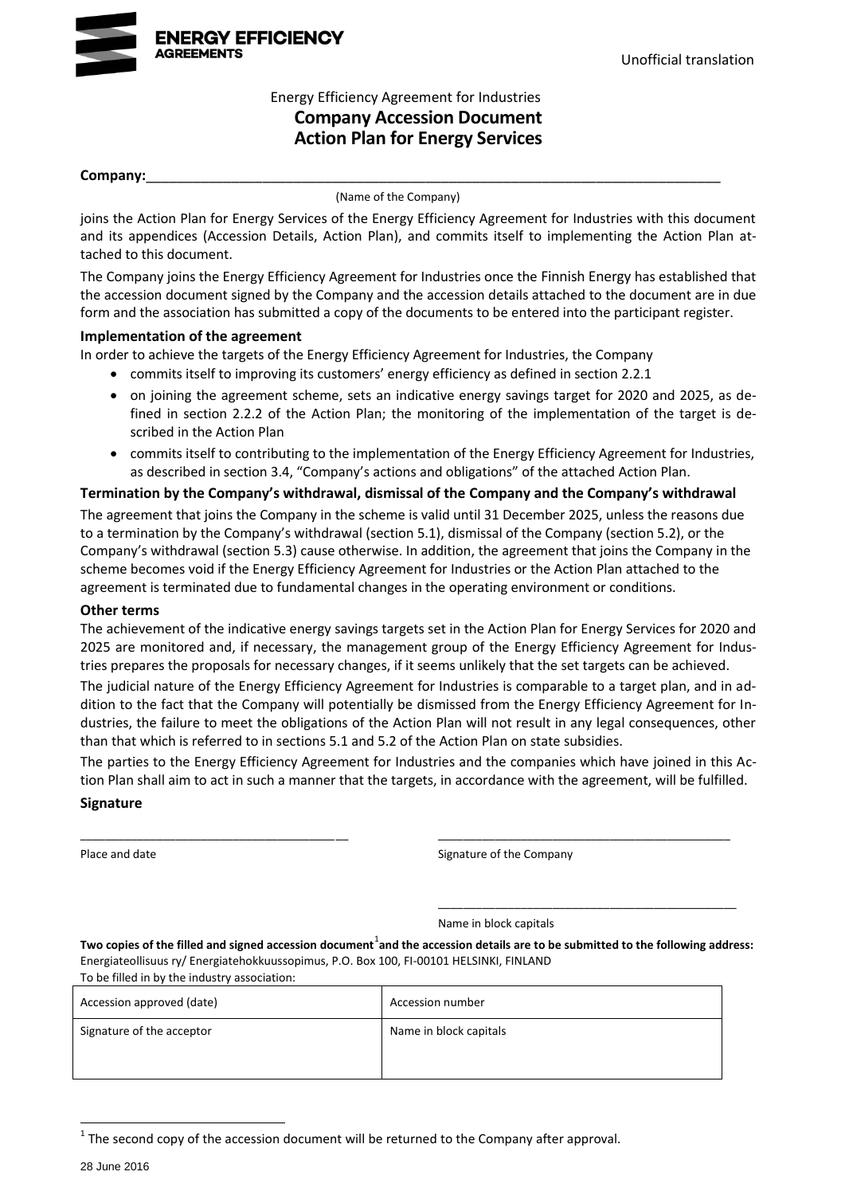ENERGY EFFICIENCY AGREEMENTS

Unofficial translation

Energy Efficiency Agreement for Industries

# Company Accession Document
# Action Plan for Energy Services

**Company:**\_\_\_\_\_\_\_\_\_\_\_\_\_\_\_\_\_\_\_\_\_\_\_\_\_\_\_\_\_\_\_\_\_\_\_\_\_\_\_\_\_\_\_\_\_\_\_\_\_\_\_\_\_\_\_\_\_\_\_\_

(Name of the Company)

joins the Action Plan for Energy Services of the Energy Efficiency Agreement for Industries with this document and its appendices (Accession Details, Action Plan), and commits itself to implementing the Action Plan attached to this document.

The Company joins the Energy Efficiency Agreement for Industries once the Finnish Energy has established that the accession document signed by the Company and the accession details attached to the document are in due form and the association has submitted a copy of the documents to be entered into the participant register.

**Implementation of the agreement**

In order to achieve the targets of the Energy Efficiency Agreement for Industries, the Company

- commits itself to improving its customers' energy efficiency as defined in section 2.2.1
- on joining the agreement scheme, sets an indicative energy savings target for 2020 and 2025, as defined in section 2.2.2 of the Action Plan; the monitoring of the implementation of the target is described in the Action Plan
- commits itself to contributing to the implementation of the Energy Efficiency Agreement for Industries, as described in section 3.4, "Company's actions and obligations" of the attached Action Plan.

**Termination by the Company's withdrawal, dismissal of the Company and the Company's withdrawal**

The agreement that joins the Company in the scheme is valid until 31 December 2025, unless the reasons due to a termination by the Company's withdrawal (section 5.1), dismissal of the Company (section 5.2), or the Company's withdrawal (section 5.3) cause otherwise. In addition, the agreement that joins the Company in the scheme becomes void if the Energy Efficiency Agreement for Industries or the Action Plan attached to the agreement is terminated due to fundamental changes in the operating environment or conditions.

**Other terms**

The achievement of the indicative energy savings targets set in the Action Plan for Energy Services for 2020 and 2025 are monitored and, if necessary, the management group of the Energy Efficiency Agreement for Industries prepares the proposals for necessary changes, if it seems unlikely that the set targets can be achieved.

The judicial nature of the Energy Efficiency Agreement for Industries is comparable to a target plan, and in addition to the fact that the Company will potentially be dismissed from the Energy Efficiency Agreement for Industries, the failure to meet the obligations of the Action Plan will not result in any legal consequences, other than that which is referred to in sections 5.1 and 5.2 of the Action Plan on state subsidies.

The parties to the Energy Efficiency Agreement for Industries and the companies which have joined in this Action Plan shall aim to act in such a manner that the targets, in accordance with the agreement, will be fulfilled.

**Signature**

\_\_\_\_\_\_\_\_\_\_\_\_\_\_\_\_\_\_\_\_\_\_\_\_\_\_\_\_\_\_\_\_\_\_\_\_ \_\_\_\_\_\_\_\_\_\_\_\_\_\_\_\_\_\_\_\_\_\_\_\_\_\_\_\_\_\_\_\_\_\_\_\_\_\_\_\_

Place and date Signature of the Company

\_\_\_\_\_\_\_\_\_\_\_\_\_\_\_\_\_\_\_\_\_\_\_\_\_\_\_\_\_\_\_\_\_\_\_\_\_\_\_\_\_

Name in block capitals

**Two copies of the filled and signed accession document[1] and the accession details are to be submitted to the following address:**
Energiateollisuus ry/ Energiatehokkuussopimus, P.O. Box 100, FI-00101 HELSINKI, FINLAND

To be filled in by the industry association:

| Accession approved (date) | Accession number |
|---|---|
| Signature of the acceptor | Name in block capitals |

[1] The second copy of the accession document will be returned to the Company after approval.

28 June 2016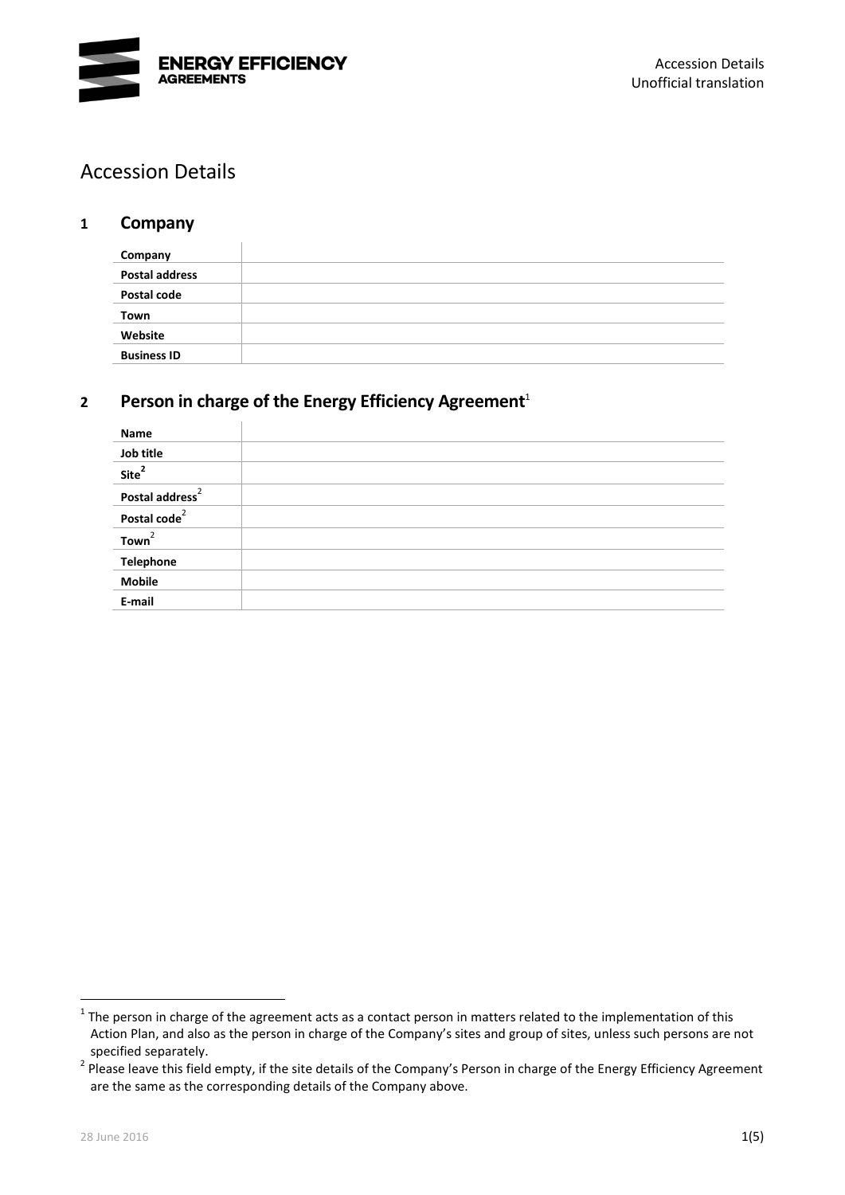# Accession Details

## 1 Company

| Company | |
|---|---|
| Postal address | |
| Postal code | |
| Town | |
| Website | |
| Business ID | |

## 2 Person in charge of the Energy Efficiency Agreement[1]

| Name | |
|---|---|
| Job title | |
| Site[2] | |
| Postal address[2] | |
| Postal code[2] | |
| Town[2] | |
| Telephone | |
| Mobile | |
| E-mail | |

[1] The person in charge of the agreement acts as a contact person in matters related to the implementation of this Action Plan, and also as the person in charge of the Company's sites and group of sites, unless such persons are not specified separately.

[2] Please leave this field empty, if the site details of the Company's Person in charge of the Energy Efficiency Agreement are the same as the corresponding details of the Company above.

28 June 2016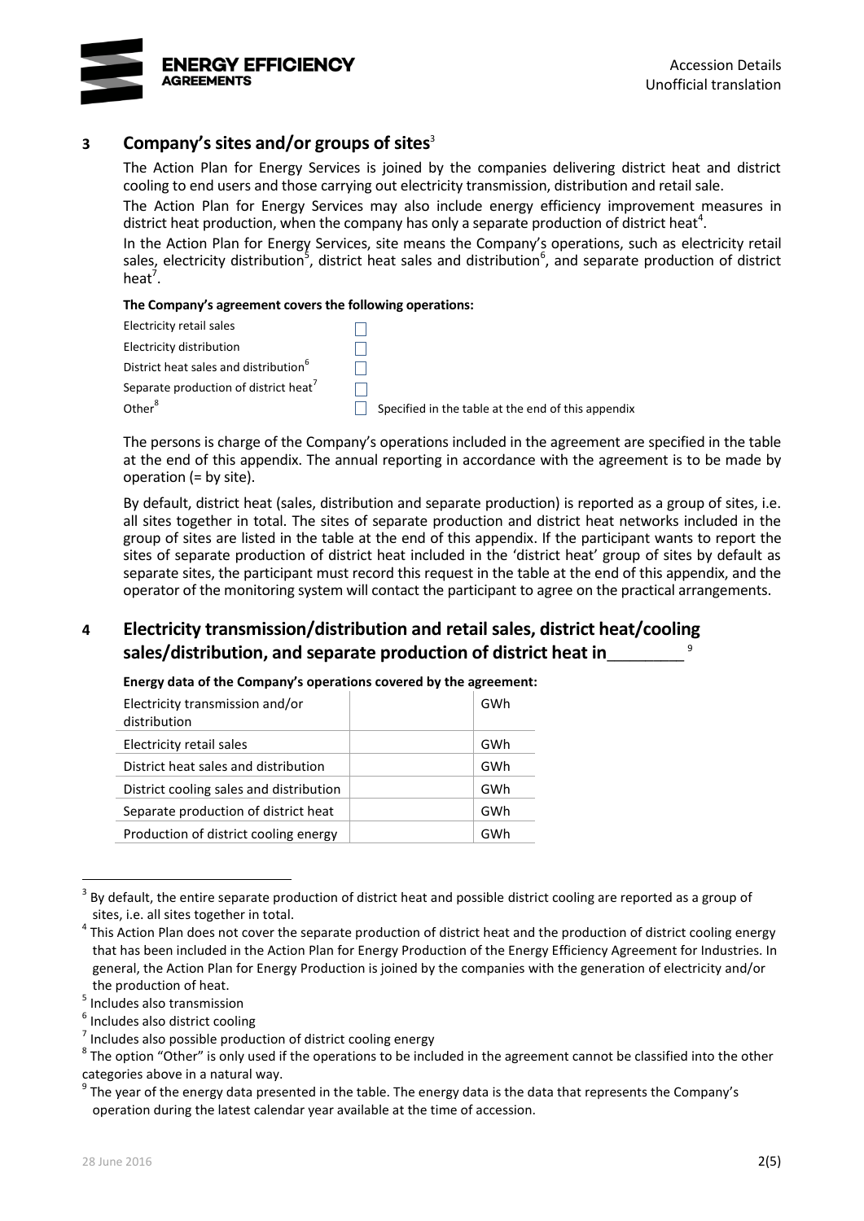## 3 Company's sites and/or groups of sites[3]

The Action Plan for Energy Services is joined by the companies delivering district heat and district cooling to end users and those carrying out electricity transmission, distribution and retail sale.

The Action Plan for Energy Services may also include energy efficiency improvement measures in district heat production, when the company has only a separate production of district heat[4].

In the Action Plan for Energy Services, site means the Company's operations, such as electricity retail sales, electricity distribution[5], district heat sales and distribution[6], and separate production of district heat[7].

**The Company's agreement covers the following operations:**

| | | |
|---|---|---|
| Electricity retail sales | ☐ | |
| Electricity distribution | ☐ | |
| District heat sales and distribution[6] | ☐ | |
| Separate production of district heat[7] | ☐ | |
| Other[8] | ☐ | Specified in the table at the end of this appendix |

The persons is charge of the Company's operations included in the agreement are specified in the table at the end of this appendix. The annual reporting in accordance with the agreement is to be made by operation (= by site).

By default, district heat (sales, distribution and separate production) is reported as a group of sites, i.e. all sites together in total. The sites of separate production and district heat networks included in the group of sites are listed in the table at the end of this appendix. If the participant wants to report the sites of separate production of district heat included in the 'district heat' group of sites by default as separate sites, the participant must record this request in the table at the end of this appendix, and the operator of the monitoring system will contact the participant to agree on the practical arrangements.

## 4 Electricity transmission/distribution and retail sales, district heat/cooling sales/distribution, and separate production of district heat in________[9]

**Energy data of the Company's operations covered by the agreement:**

| | | |
|---|---|---|
| Electricity transmission and/or distribution | | GWh |
| Electricity retail sales | | GWh |
| District heat sales and distribution | | GWh |
| District cooling sales and distribution | | GWh |
| Separate production of district heat | | GWh |
| Production of district cooling energy | | GWh |

---

[3] By default, the entire separate production of district heat and possible district cooling are reported as a group of sites, i.e. all sites together in total.

[4] This Action Plan does not cover the separate production of district heat and the production of district cooling energy that has been included in the Action Plan for Energy Production of the Energy Efficiency Agreement for Industries. In general, the Action Plan for Energy Production is joined by the companies with the generation of electricity and/or the production of heat.

[5] Includes also transmission

[6] Includes also district cooling

[7] Includes also possible production of district cooling energy

[8] The option "Other" is only used if the operations to be included in the agreement cannot be classified into the other categories above in a natural way.

[9] The year of the energy data presented in the table. The energy data is the data that represents the Company's operation during the latest calendar year available at the time of accession.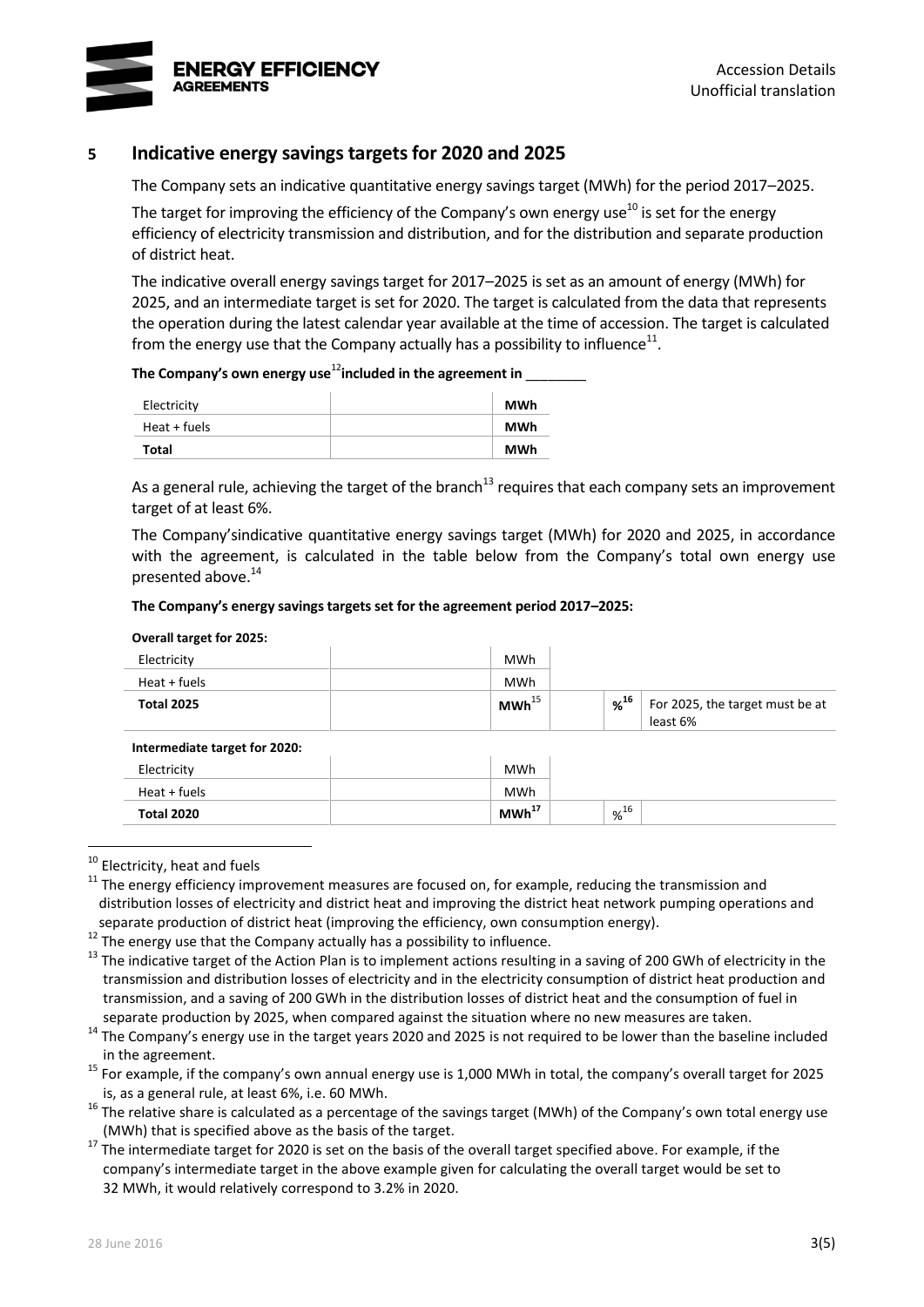## 5 Indicative energy savings targets for 2020 and 2025

The Company sets an indicative quantitative energy savings target (MWh) for the period 2017–2025.

The target for improving the efficiency of the Company's own energy use[10] is set for the energy efficiency of electricity transmission and distribution, and for the distribution and separate production of district heat.

The indicative overall energy savings target for 2017–2025 is set as an amount of energy (MWh) for 2025, and an intermediate target is set for 2020. The target is calculated from the data that represents the operation during the latest calendar year available at the time of accession. The target is calculated from the energy use that the Company actually has a possibility to influence[11].

**The Company's own energy use[12] included in the agreement in \_\_\_\_\_\_\_\_**

| | | |
|---|---|---|
| Electricity | | **MWh** |
| Heat + fuels | | **MWh** |
| **Total** | | **MWh** |

As a general rule, achieving the target of the branch[13] requires that each company sets an improvement target of at least 6%.

The Company'sindicative quantitative energy savings target (MWh) for 2020 and 2025, in accordance with the agreement, is calculated in the table below from the Company's total own energy use presented above.[14]

**The Company's energy savings targets set for the agreement period 2017–2025:**

| | | | | | |
|---|---|---|---|---|---|
| **Overall target for 2025:** | | | | | |
| Electricity | | MWh | | | |
| Heat + fuels | | MWh | | | |
| **Total 2025** | | **MWh**[15] | | **%**[16] | For 2025, the target must be at least 6% |
| **Intermediate target for 2020:** | | | | | |
| Electricity | | MWh | | | |
| Heat + fuels | | MWh | | | |
| **Total 2020** | | **MWh**[17] | | %[16] | |

---

[10] Electricity, heat and fuels

[11] The energy efficiency improvement measures are focused on, for example, reducing the transmission and distribution losses of electricity and district heat and improving the district heat network pumping operations and separate production of district heat (improving the efficiency, own consumption energy).

[12] The energy use that the Company actually has a possibility to influence.

[13] The indicative target of the Action Plan is to implement actions resulting in a saving of 200 GWh of electricity in the transmission and distribution losses of electricity and in the electricity consumption of district heat production and transmission, and a saving of 200 GWh in the distribution losses of district heat and the consumption of fuel in separate production by 2025, when compared against the situation where no new measures are taken.

[14] The Company's energy use in the target years 2020 and 2025 is not required to be lower than the baseline included in the agreement.

[15] For example, if the company's own annual energy use is 1,000 MWh in total, the company's overall target for 2025 is, as a general rule, at least 6%, i.e. 60 MWh.

[16] The relative share is calculated as a percentage of the savings target (MWh) of the Company's own total energy use (MWh) that is specified above as the basis of the target.

[17] The intermediate target for 2020 is set on the basis of the overall target specified above. For example, if the company's intermediate target in the above example given for calculating the overall target would be set to 32 MWh, it would relatively correspond to 3.2% in 2020.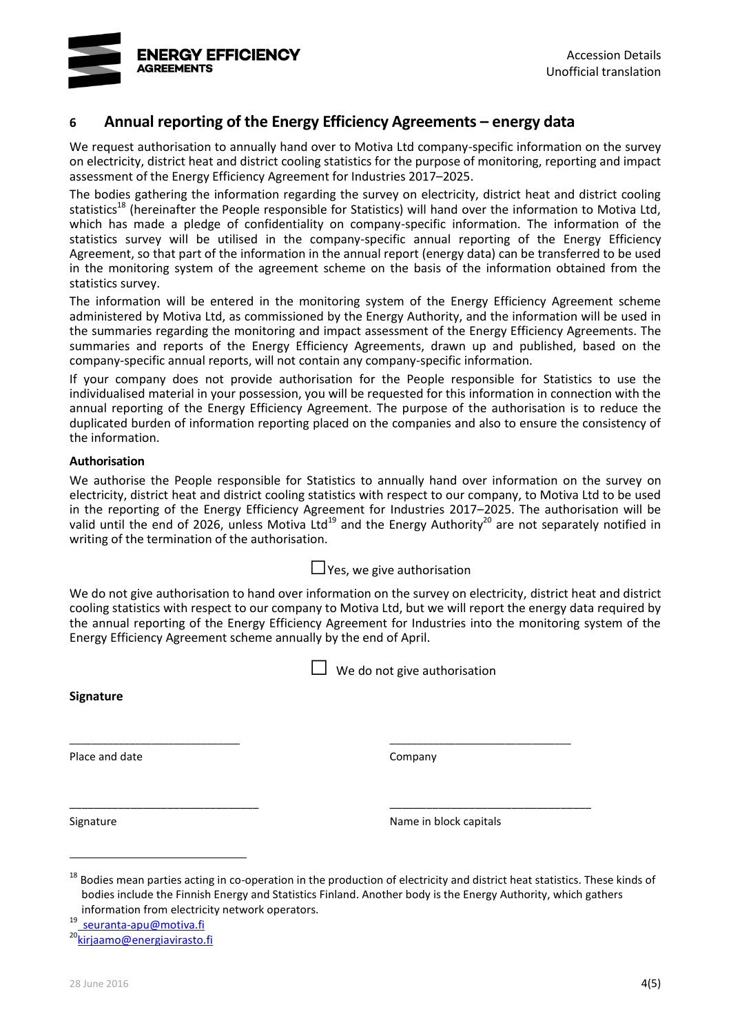## 6 Annual reporting of the Energy Efficiency Agreements – energy data

We request authorisation to annually hand over to Motiva Ltd company-specific information on the survey on electricity, district heat and district cooling statistics for the purpose of monitoring, reporting and impact assessment of the Energy Efficiency Agreement for Industries 2017–2025.

The bodies gathering the information regarding the survey on electricity, district heat and district cooling statistics[18] (hereinafter the People responsible for Statistics) will hand over the information to Motiva Ltd, which has made a pledge of confidentiality on company-specific information. The information of the statistics survey will be utilised in the company-specific annual reporting of the Energy Efficiency Agreement, so that part of the information in the annual report (energy data) can be transferred to be used in the monitoring system of the agreement scheme on the basis of the information obtained from the statistics survey.

The information will be entered in the monitoring system of the Energy Efficiency Agreement scheme administered by Motiva Ltd, as commissioned by the Energy Authority, and the information will be used in the summaries regarding the monitoring and impact assessment of the Energy Efficiency Agreements. The summaries and reports of the Energy Efficiency Agreements, drawn up and published, based on the company-specific annual reports, will not contain any company-specific information.

If your company does not provide authorisation for the People responsible for Statistics to use the individualised material in your possession, you will be requested for this information in connection with the annual reporting of the Energy Efficiency Agreement. The purpose of the authorisation is to reduce the duplicated burden of information reporting placed on the companies and also to ensure the consistency of the information.

**Authorisation**

We authorise the People responsible for Statistics to annually hand over information on the survey on electricity, district heat and district cooling statistics with respect to our company, to Motiva Ltd to be used in the reporting of the Energy Efficiency Agreement for Industries 2017–2025. The authorisation will be valid until the end of 2026, unless Motiva Ltd[19] and the Energy Authority[20] are not separately notified in writing of the termination of the authorisation.

☐ Yes, we give authorisation

We do not give authorisation to hand over information on the survey on electricity, district heat and district cooling statistics with respect to our company to Motiva Ltd, but we will report the energy data required by the annual reporting of the Energy Efficiency Agreement for Industries into the monitoring system of the Energy Efficiency Agreement scheme annually by the end of April.

☐ We do not give authorisation

**Signature**

| | |
|---|---|
| ___________________________ | _____________________________ |
| Place and date | Company |
| ______________________________ | ________________________________ |
| Signature | Name in block capitals |

---

[18] Bodies mean parties acting in co-operation in the production of electricity and district heat statistics. These kinds of bodies include the Finnish Energy and Statistics Finland. Another body is the Energy Authority, which gathers information from electricity network operators.

[19] seuranta-apu@motiva.fi

[20] kirjaamo@energiavirasto.fi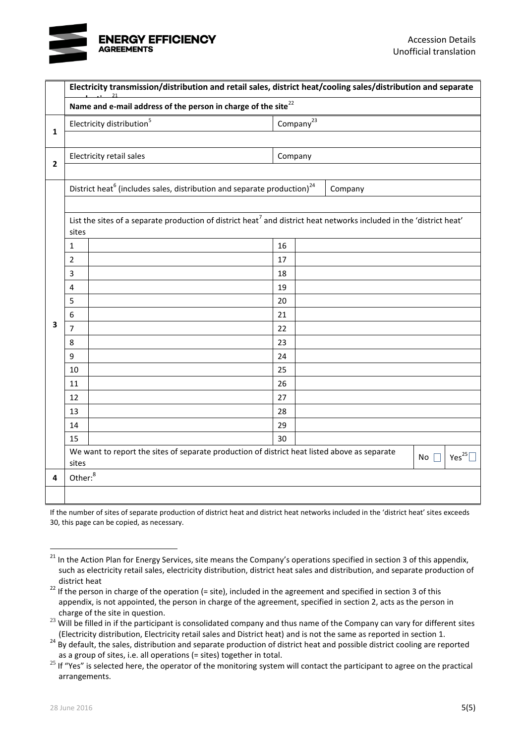| | Electricity transmission/distribution and retail sales, district heat/cooling sales/distribution and separate production[21] | | | | | |
|---|---|---|---|---|---|---|
| | Name and e-mail address of the person in charge of the site[22] | | | | | |
| 1 | Electricity distribution[5] | | Company[23] | | | |
| | | | | | | |
| 2 | Electricity retail sales | | Company | | | |
| | | | | | | |
| 3 | District heat[6] (includes sales, distribution and separate production)[24] | | | Company | | |
| | | | | | | |
| | List the sites of a separate production of district heat[7] and district heat networks included in the 'district heat' sites | | | | | |
| | 1 | | 16 | | | |
| | 2 | | 17 | | | |
| | 3 | | 18 | | | |
| | 4 | | 19 | | | |
| | 5 | | 20 | | | |
| | 6 | | 21 | | | |
| | 7 | | 22 | | | |
| | 8 | | 23 | | | |
| | 9 | | 24 | | | |
| | 10 | | 25 | | | |
| | 11 | | 26 | | | |
| | 12 | | 27 | | | |
| | 13 | | 28 | | | |
| | 14 | | 29 | | | |
| | 15 | | 30 | | | |
| | We want to report the sites of separate production of district heat listed above as separate sites | | | | No ☐ | Yes[25] ☐ |
| 4 | Other:[8] | | | | | |
| | | | | | | |

If the number of sites of separate production of district heat and district heat networks included in the 'district heat' sites exceeds 30, this page can be copied, as necessary.

[21] In the Action Plan for Energy Services, site means the Company's operations specified in section 3 of this appendix, such as electricity retail sales, electricity distribution, district heat sales and distribution, and separate production of district heat

[22] If the person in charge of the operation (= site), included in the agreement and specified in section 3 of this appendix, is not appointed, the person in charge of the agreement, specified in section 2, acts as the person in charge of the site in question.

[23] Will be filled in if the participant is consolidated company and thus name of the Company can vary for different sites (Electricity distribution, Electricity retail sales and District heat) and is not the same as reported in section 1.

[24] By default, the sales, distribution and separate production of district heat and possible district cooling are reported as a group of sites, i.e. all operations (= sites) together in total.

[25] If "Yes" is selected here, the operator of the monitoring system will contact the participant to agree on the practical arrangements.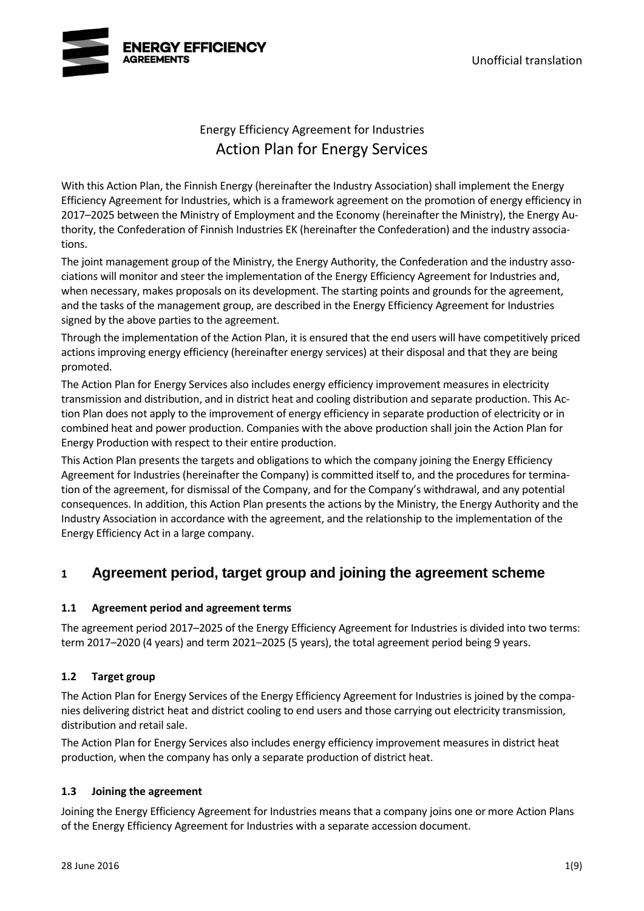Unofficial translation

# Energy Efficiency Agreement for Industries
## Action Plan for Energy Services

With this Action Plan, the Finnish Energy (hereinafter the Industry Association) shall implement the Energy Efficiency Agreement for Industries, which is a framework agreement on the promotion of energy efficiency in 2017–2025 between the Ministry of Employment and the Economy (hereinafter the Ministry), the Energy Authority, the Confederation of Finnish Industries EK (hereinafter the Confederation) and the industry associations.

The joint management group of the Ministry, the Energy Authority, the Confederation and the industry associations will monitor and steer the implementation of the Energy Efficiency Agreement for Industries and, when necessary, makes proposals on its development. The starting points and grounds for the agreement, and the tasks of the management group, are described in the Energy Efficiency Agreement for Industries signed by the above parties to the agreement.

Through the implementation of the Action Plan, it is ensured that the end users will have competitively priced actions improving energy efficiency (hereinafter energy services) at their disposal and that they are being promoted.

The Action Plan for Energy Services also includes energy efficiency improvement measures in electricity transmission and distribution, and in district heat and cooling distribution and separate production. This Action Plan does not apply to the improvement of energy efficiency in separate production of electricity or in combined heat and power production. Companies with the above production shall join the Action Plan for Energy Production with respect to their entire production.

This Action Plan presents the targets and obligations to which the company joining the Energy Efficiency Agreement for Industries (hereinafter the Company) is committed itself to, and the procedures for termination of the agreement, for dismissal of the Company, and for the Company's withdrawal, and any potential consequences. In addition, this Action Plan presents the actions by the Ministry, the Energy Authority and the Industry Association in accordance with the agreement, and the relationship to the implementation of the Energy Efficiency Act in a large company.

## 1 Agreement period, target group and joining the agreement scheme

### 1.1 Agreement period and agreement terms

The agreement period 2017–2025 of the Energy Efficiency Agreement for Industries is divided into two terms: term 2017–2020 (4 years) and term 2021–2025 (5 years), the total agreement period being 9 years.

### 1.2 Target group

The Action Plan for Energy Services of the Energy Efficiency Agreement for Industries is joined by the companies delivering district heat and district cooling to end users and those carrying out electricity transmission, distribution and retail sale.

The Action Plan for Energy Services also includes energy efficiency improvement measures in district heat production, when the company has only a separate production of district heat.

### 1.3 Joining the agreement

Joining the Energy Efficiency Agreement for Industries means that a company joins one or more Action Plans of the Energy Efficiency Agreement for Industries with a separate accession document.

28 June 2016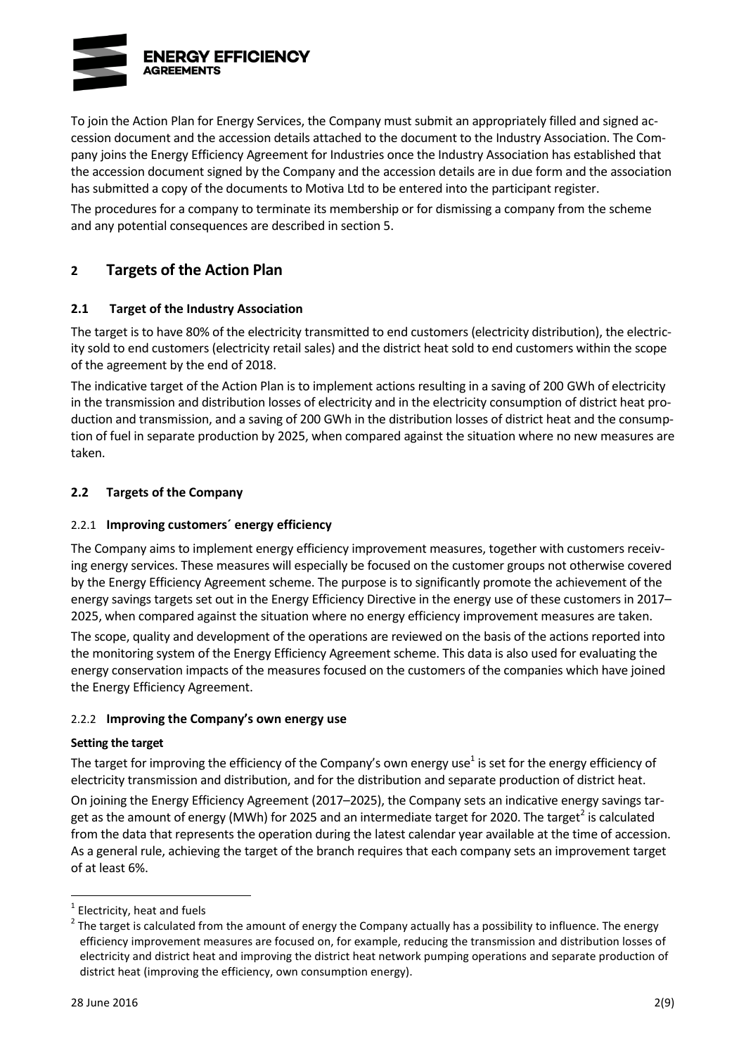To join the Action Plan for Energy Services, the Company must submit an appropriately filled and signed accession document and the accession details attached to the document to the Industry Association. The Company joins the Energy Efficiency Agreement for Industries once the Industry Association has established that the accession document signed by the Company and the accession details are in due form and the association has submitted a copy of the documents to Motiva Ltd to be entered into the participant register.

The procedures for a company to terminate its membership or for dismissing a company from the scheme and any potential consequences are described in section 5.

## 2 Targets of the Action Plan

### 2.1 Target of the Industry Association

The target is to have 80% of the electricity transmitted to end customers (electricity distribution), the electricity sold to end customers (electricity retail sales) and the district heat sold to end customers within the scope of the agreement by the end of 2018.

The indicative target of the Action Plan is to implement actions resulting in a saving of 200 GWh of electricity in the transmission and distribution losses of electricity and in the electricity consumption of district heat production and transmission, and a saving of 200 GWh in the distribution losses of district heat and the consumption of fuel in separate production by 2025, when compared against the situation where no new measures are taken.

### 2.2 Targets of the Company

#### 2.2.1 Improving customers´ energy efficiency

The Company aims to implement energy efficiency improvement measures, together with customers receiving energy services. These measures will especially be focused on the customer groups not otherwise covered by the Energy Efficiency Agreement scheme. The purpose is to significantly promote the achievement of the energy savings targets set out in the Energy Efficiency Directive in the energy use of these customers in 2017–2025, when compared against the situation where no energy efficiency improvement measures are taken.

The scope, quality and development of the operations are reviewed on the basis of the actions reported into the monitoring system of the Energy Efficiency Agreement scheme. This data is also used for evaluating the energy conservation impacts of the measures focused on the customers of the companies which have joined the Energy Efficiency Agreement.

#### 2.2.2 Improving the Company's own energy use

**Setting the target**

The target for improving the efficiency of the Company's own energy use[1] is set for the energy efficiency of electricity transmission and distribution, and for the distribution and separate production of district heat.

On joining the Energy Efficiency Agreement (2017–2025), the Company sets an indicative energy savings target as the amount of energy (MWh) for 2025 and an intermediate target for 2020. The target[2] is calculated from the data that represents the operation during the latest calendar year available at the time of accession. As a general rule, achieving the target of the branch requires that each company sets an improvement target of at least 6%.

---

[1] Electricity, heat and fuels

[2] The target is calculated from the amount of energy the Company actually has a possibility to influence. The energy efficiency improvement measures are focused on, for example, reducing the transmission and distribution losses of electricity and district heat and improving the district heat network pumping operations and separate production of district heat (improving the efficiency, own consumption energy).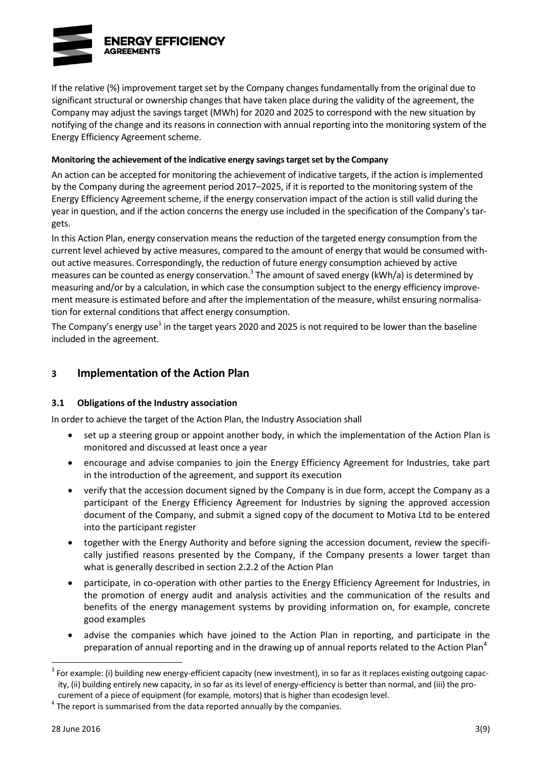If the relative (%) improvement target set by the Company changes fundamentally from the original due to significant structural or ownership changes that have taken place during the validity of the agreement, the Company may adjust the savings target (MWh) for 2020 and 2025 to correspond with the new situation by notifying of the change and its reasons in connection with annual reporting into the monitoring system of the Energy Efficiency Agreement scheme.

**Monitoring the achievement of the indicative energy savings target set by the Company**

An action can be accepted for monitoring the achievement of indicative targets, if the action is implemented by the Company during the agreement period 2017–2025, if it is reported to the monitoring system of the Energy Efficiency Agreement scheme, if the energy conservation impact of the action is still valid during the year in question, and if the action concerns the energy use included in the specification of the Company's targets.

In this Action Plan, energy conservation means the reduction of the targeted energy consumption from the current level achieved by active measures, compared to the amount of energy that would be consumed without active measures. Correspondingly, the reduction of future energy consumption achieved by active measures can be counted as energy conservation.[3] The amount of saved energy (kWh/a) is determined by measuring and/or by a calculation, in which case the consumption subject to the energy efficiency improvement measure is estimated before and after the implementation of the measure, whilst ensuring normalisation for external conditions that affect energy consumption.

The Company's energy use[1] in the target years 2020 and 2025 is not required to be lower than the baseline included in the agreement.

## 3 Implementation of the Action Plan

### 3.1 Obligations of the Industry association

In order to achieve the target of the Action Plan, the Industry Association shall

- set up a steering group or appoint another body, in which the implementation of the Action Plan is monitored and discussed at least once a year
- encourage and advise companies to join the Energy Efficiency Agreement for Industries, take part in the introduction of the agreement, and support its execution
- verify that the accession document signed by the Company is in due form, accept the Company as a participant of the Energy Efficiency Agreement for Industries by signing the approved accession document of the Company, and submit a signed copy of the document to Motiva Ltd to be entered into the participant register
- together with the Energy Authority and before signing the accession document, review the specifically justified reasons presented by the Company, if the Company presents a lower target than what is generally described in section 2.2.2 of the Action Plan
- participate, in co-operation with other parties to the Energy Efficiency Agreement for Industries, in the promotion of energy audit and analysis activities and the communication of the results and benefits of the energy management systems by providing information on, for example, concrete good examples
- advise the companies which have joined to the Action Plan in reporting, and participate in the preparation of annual reporting and in the drawing up of annual reports related to the Action Plan[4]

---

[3] For example: (i) building new energy-efficient capacity (new investment), in so far as it replaces existing outgoing capacity, (ii) building entirely new capacity, in so far as its level of energy-efficiency is better than normal, and (iii) the procurement of a piece of equipment (for example, motors) that is higher than ecodesign level.

[4] The report is summarised from the data reported annually by the companies.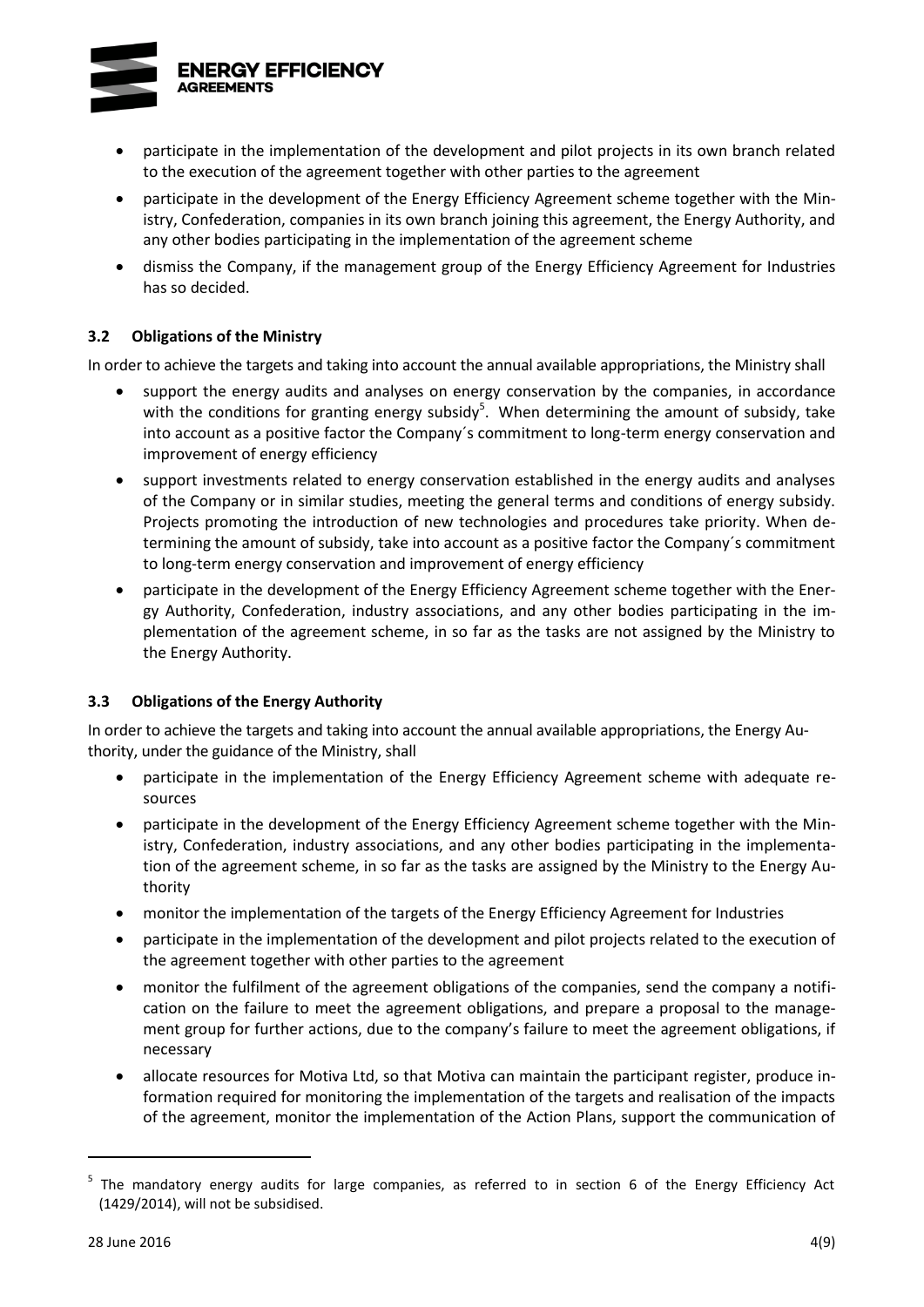- participate in the implementation of the development and pilot projects in its own branch related to the execution of the agreement together with other parties to the agreement
- participate in the development of the Energy Efficiency Agreement scheme together with the Ministry, Confederation, companies in its own branch joining this agreement, the Energy Authority, and any other bodies participating in the implementation of the agreement scheme
- dismiss the Company, if the management group of the Energy Efficiency Agreement for Industries has so decided.

### 3.2 Obligations of the Ministry

In order to achieve the targets and taking into account the annual available appropriations, the Ministry shall

- support the energy audits and analyses on energy conservation by the companies, in accordance with the conditions for granting energy subsidy[5]. When determining the amount of subsidy, take into account as a positive factor the Company´s commitment to long-term energy conservation and improvement of energy efficiency
- support investments related to energy conservation established in the energy audits and analyses of the Company or in similar studies, meeting the general terms and conditions of energy subsidy. Projects promoting the introduction of new technologies and procedures take priority. When determining the amount of subsidy, take into account as a positive factor the Company´s commitment to long-term energy conservation and improvement of energy efficiency
- participate in the development of the Energy Efficiency Agreement scheme together with the Energy Authority, Confederation, industry associations, and any other bodies participating in the implementation of the agreement scheme, in so far as the tasks are not assigned by the Ministry to the Energy Authority.

### 3.3 Obligations of the Energy Authority

In order to achieve the targets and taking into account the annual available appropriations, the Energy Authority, under the guidance of the Ministry, shall

- participate in the implementation of the Energy Efficiency Agreement scheme with adequate resources
- participate in the development of the Energy Efficiency Agreement scheme together with the Ministry, Confederation, industry associations, and any other bodies participating in the implementation of the agreement scheme, in so far as the tasks are assigned by the Ministry to the Energy Authority
- monitor the implementation of the targets of the Energy Efficiency Agreement for Industries
- participate in the implementation of the development and pilot projects related to the execution of the agreement together with other parties to the agreement
- monitor the fulfilment of the agreement obligations of the companies, send the company a notification on the failure to meet the agreement obligations, and prepare a proposal to the management group for further actions, due to the company's failure to meet the agreement obligations, if necessary
- allocate resources for Motiva Ltd, so that Motiva can maintain the participant register, produce information required for monitoring the implementation of the targets and realisation of the impacts of the agreement, monitor the implementation of the Action Plans, support the communication of

[5] The mandatory energy audits for large companies, as referred to in section 6 of the Energy Efficiency Act (1429/2014), will not be subsidised.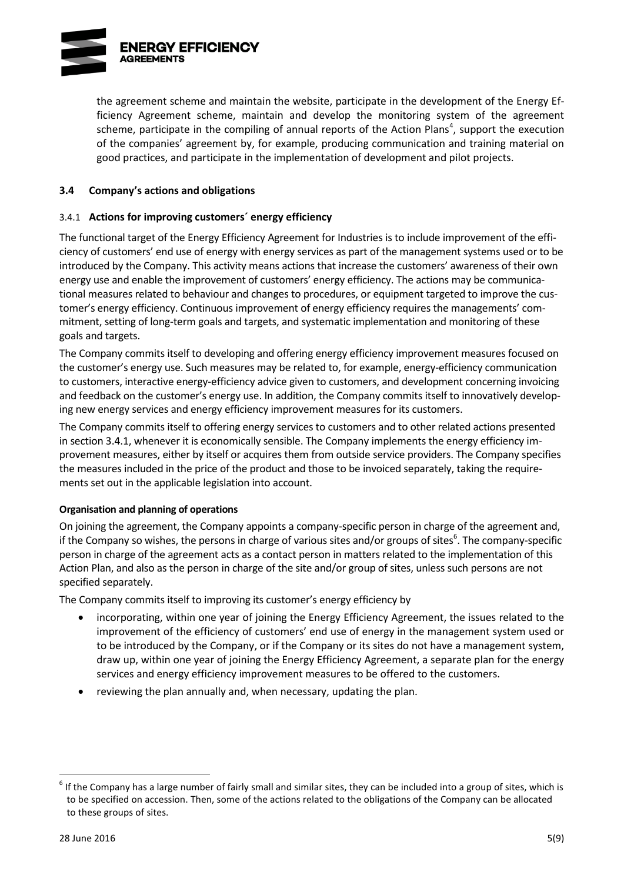the agreement scheme and maintain the website, participate in the development of the Energy Efficiency Agreement scheme, maintain and develop the monitoring system of the agreement scheme, participate in the compiling of annual reports of the Action Plans[4], support the execution of the companies' agreement by, for example, producing communication and training material on good practices, and participate in the implementation of development and pilot projects.

### 3.4 Company's actions and obligations

#### 3.4.1 Actions for improving customers´ energy efficiency

The functional target of the Energy Efficiency Agreement for Industries is to include improvement of the efficiency of customers' end use of energy with energy services as part of the management systems used or to be introduced by the Company. This activity means actions that increase the customers' awareness of their own energy use and enable the improvement of customers' energy efficiency. The actions may be communicational measures related to behaviour and changes to procedures, or equipment targeted to improve the customer's energy efficiency. Continuous improvement of energy efficiency requires the managements' commitment, setting of long-term goals and targets, and systematic implementation and monitoring of these goals and targets.

The Company commits itself to developing and offering energy efficiency improvement measures focused on the customer's energy use. Such measures may be related to, for example, energy-efficiency communication to customers, interactive energy-efficiency advice given to customers, and development concerning invoicing and feedback on the customer's energy use. In addition, the Company commits itself to innovatively developing new energy services and energy efficiency improvement measures for its customers.

The Company commits itself to offering energy services to customers and to other related actions presented in section 3.4.1, whenever it is economically sensible. The Company implements the energy efficiency improvement measures, either by itself or acquires them from outside service providers. The Company specifies the measures included in the price of the product and those to be invoiced separately, taking the requirements set out in the applicable legislation into account.

**Organisation and planning of operations**

On joining the agreement, the Company appoints a company-specific person in charge of the agreement and, if the Company so wishes, the persons in charge of various sites and/or groups of sites[6]. The company-specific person in charge of the agreement acts as a contact person in matters related to the implementation of this Action Plan, and also as the person in charge of the site and/or group of sites, unless such persons are not specified separately.

The Company commits itself to improving its customer's energy efficiency by

- incorporating, within one year of joining the Energy Efficiency Agreement, the issues related to the improvement of the efficiency of customers' end use of energy in the management system used or to be introduced by the Company, or if the Company or its sites do not have a management system, draw up, within one year of joining the Energy Efficiency Agreement, a separate plan for the energy services and energy efficiency improvement measures to be offered to the customers.
- reviewing the plan annually and, when necessary, updating the plan.

---

[6] If the Company has a large number of fairly small and similar sites, they can be included into a group of sites, which is to be specified on accession. Then, some of the actions related to the obligations of the Company can be allocated to these groups of sites.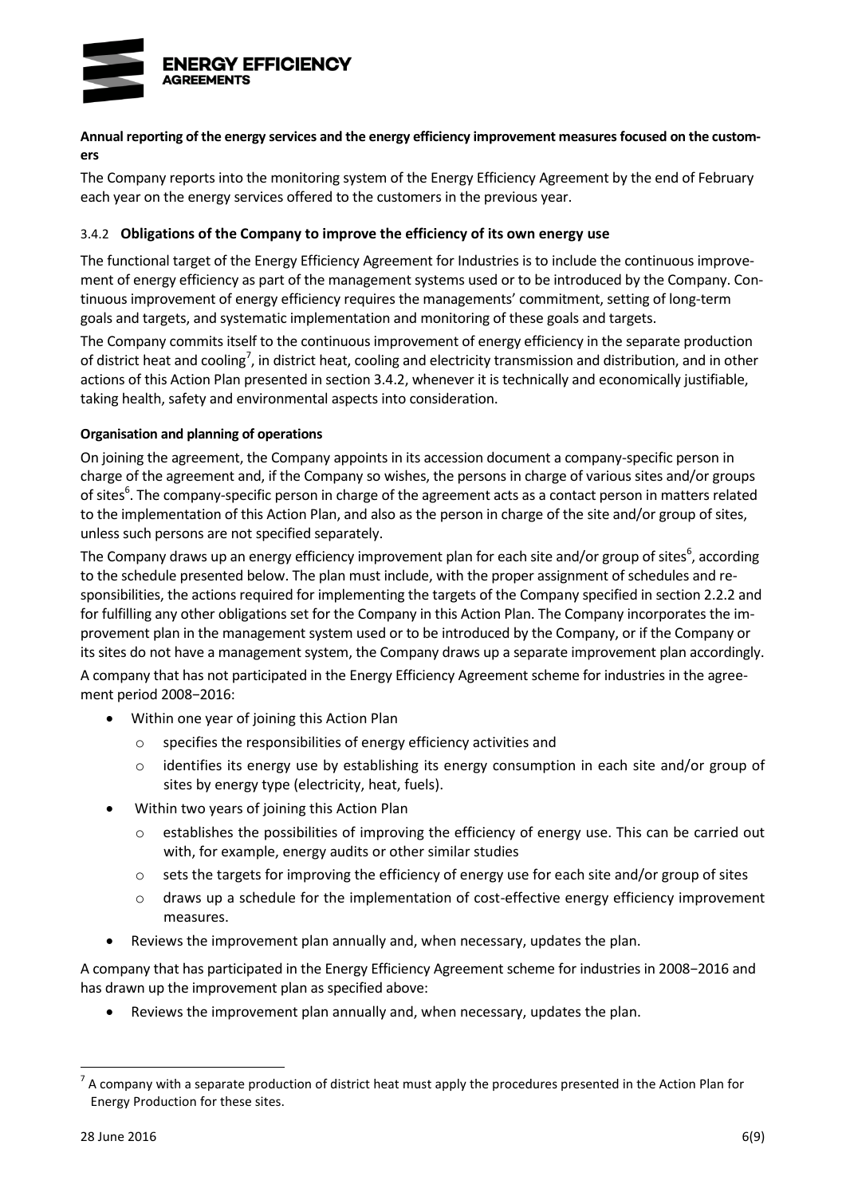**Annual reporting of the energy services and the energy efficiency improvement measures focused on the customers**

The Company reports into the monitoring system of the Energy Efficiency Agreement by the end of February each year on the energy services offered to the customers in the previous year.

### 3.4.2 Obligations of the Company to improve the efficiency of its own energy use

The functional target of the Energy Efficiency Agreement for Industries is to include the continuous improvement of energy efficiency as part of the management systems used or to be introduced by the Company. Continuous improvement of energy efficiency requires the managements' commitment, setting of long-term goals and targets, and systematic implementation and monitoring of these goals and targets.

The Company commits itself to the continuous improvement of energy efficiency in the separate production of district heat and cooling[7], in district heat, cooling and electricity transmission and distribution, and in other actions of this Action Plan presented in section 3.4.2, whenever it is technically and economically justifiable, taking health, safety and environmental aspects into consideration.

**Organisation and planning of operations**

On joining the agreement, the Company appoints in its accession document a company-specific person in charge of the agreement and, if the Company so wishes, the persons in charge of various sites and/or groups of sites[6]. The company-specific person in charge of the agreement acts as a contact person in matters related to the implementation of this Action Plan, and also as the person in charge of the site and/or group of sites, unless such persons are not specified separately.

The Company draws up an energy efficiency improvement plan for each site and/or group of sites[6], according to the schedule presented below. The plan must include, with the proper assignment of schedules and responsibilities, the actions required for implementing the targets of the Company specified in section 2.2.2 and for fulfilling any other obligations set for the Company in this Action Plan. The Company incorporates the improvement plan in the management system used or to be introduced by the Company, or if the Company or its sites do not have a management system, the Company draws up a separate improvement plan accordingly.

A company that has not participated in the Energy Efficiency Agreement scheme for industries in the agreement period 2008−2016:

- Within one year of joining this Action Plan
  - specifies the responsibilities of energy efficiency activities and
  - identifies its energy use by establishing its energy consumption in each site and/or group of sites by energy type (electricity, heat, fuels).
- Within two years of joining this Action Plan
  - establishes the possibilities of improving the efficiency of energy use. This can be carried out with, for example, energy audits or other similar studies
  - sets the targets for improving the efficiency of energy use for each site and/or group of sites
  - draws up a schedule for the implementation of cost-effective energy efficiency improvement measures.
- Reviews the improvement plan annually and, when necessary, updates the plan.

A company that has participated in the Energy Efficiency Agreement scheme for industries in 2008−2016 and has drawn up the improvement plan as specified above:

- Reviews the improvement plan annually and, when necessary, updates the plan.

[7] A company with a separate production of district heat must apply the procedures presented in the Action Plan for Energy Production for these sites.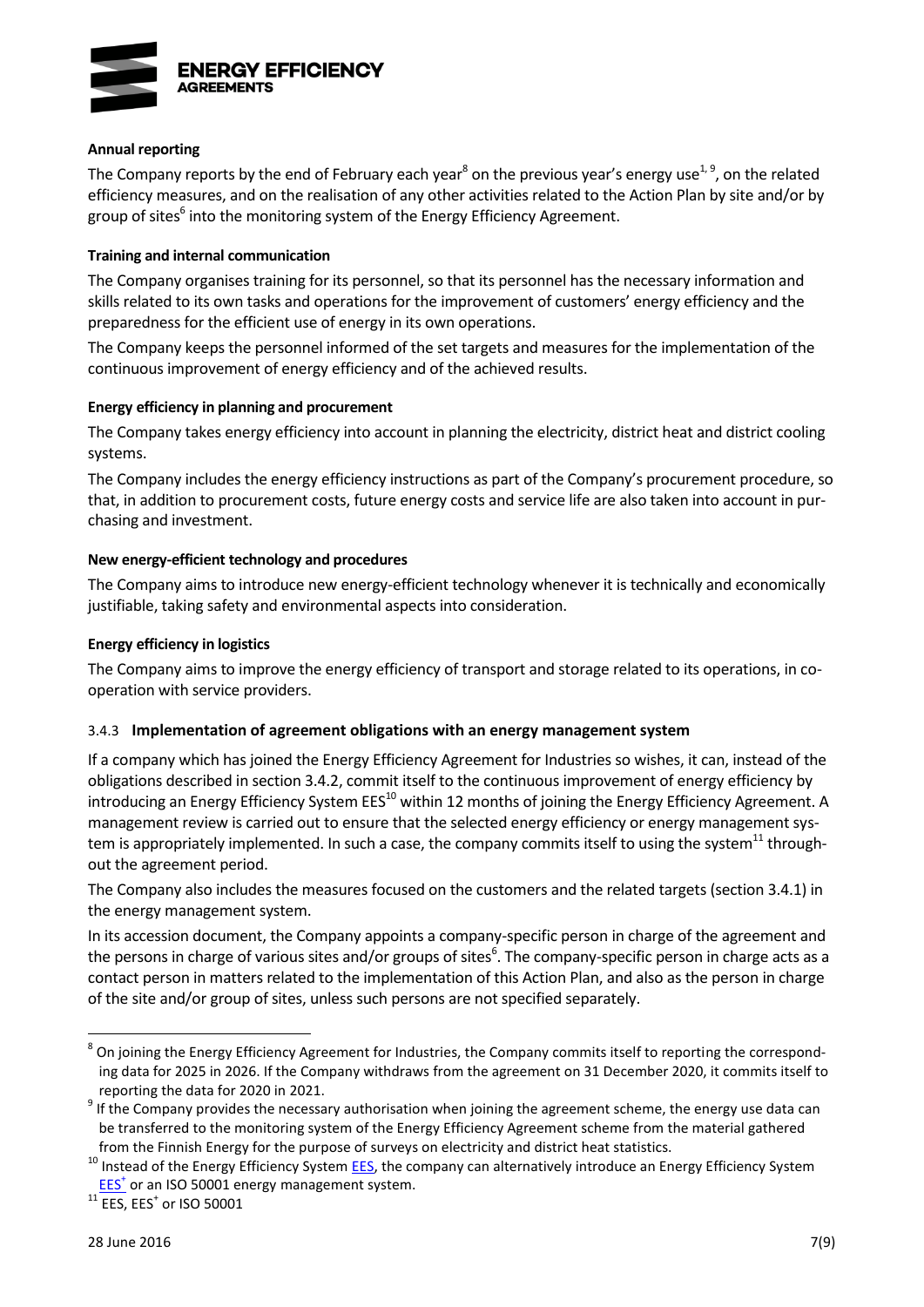**Annual reporting**

The Company reports by the end of February each year[8] on the previous year's energy use[1, 9], on the related efficiency measures, and on the realisation of any other activities related to the Action Plan by site and/or by group of sites[6] into the monitoring system of the Energy Efficiency Agreement.

**Training and internal communication**

The Company organises training for its personnel, so that its personnel has the necessary information and skills related to its own tasks and operations for the improvement of customers' energy efficiency and the preparedness for the efficient use of energy in its own operations.

The Company keeps the personnel informed of the set targets and measures for the implementation of the continuous improvement of energy efficiency and of the achieved results.

**Energy efficiency in planning and procurement**

The Company takes energy efficiency into account in planning the electricity, district heat and district cooling systems.

The Company includes the energy efficiency instructions as part of the Company's procurement procedure, so that, in addition to procurement costs, future energy costs and service life are also taken into account in purchasing and investment.

**New energy-efficient technology and procedures**

The Company aims to introduce new energy-efficient technology whenever it is technically and economically justifiable, taking safety and environmental aspects into consideration.

**Energy efficiency in logistics**

The Company aims to improve the energy efficiency of transport and storage related to its operations, in co-operation with service providers.

### 3.4.3 Implementation of agreement obligations with an energy management system

If a company which has joined the Energy Efficiency Agreement for Industries so wishes, it can, instead of the obligations described in section 3.4.2, commit itself to the continuous improvement of energy efficiency by introducing an Energy Efficiency System EES[10] within 12 months of joining the Energy Efficiency Agreement. A management review is carried out to ensure that the selected energy efficiency or energy management system is appropriately implemented. In such a case, the company commits itself to using the system[11] throughout the agreement period.

The Company also includes the measures focused on the customers and the related targets (section 3.4.1) in the energy management system.

In its accession document, the Company appoints a company-specific person in charge of the agreement and the persons in charge of various sites and/or groups of sites[6]. The company-specific person in charge acts as a contact person in matters related to the implementation of this Action Plan, and also as the person in charge of the site and/or group of sites, unless such persons are not specified separately.

---

[8] On joining the Energy Efficiency Agreement for Industries, the Company commits itself to reporting the corresponding data for 2025 in 2026. If the Company withdraws from the agreement on 31 December 2020, it commits itself to reporting the data for 2020 in 2021.

[9] If the Company provides the necessary authorisation when joining the agreement scheme, the energy use data can be transferred to the monitoring system of the Energy Efficiency Agreement scheme from the material gathered from the Finnish Energy for the purpose of surveys on electricity and district heat statistics.

[10] Instead of the Energy Efficiency System EES, the company can alternatively introduce an Energy Efficiency System EES+ or an ISO 50001 energy management system.

[11] EES, EES+ or ISO 50001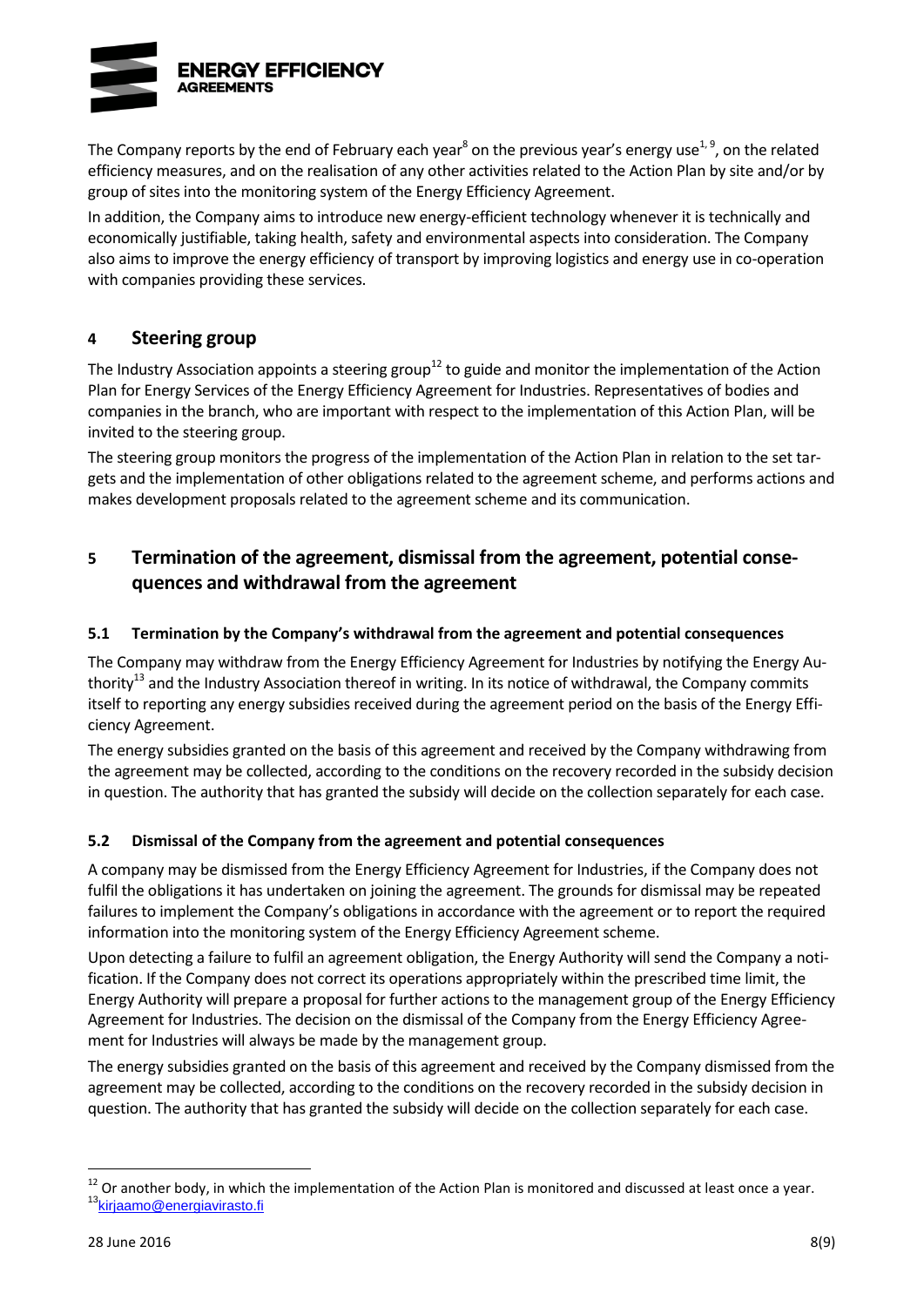The Company reports by the end of February each year[8] on the previous year's energy use[1, 9], on the related efficiency measures, and on the realisation of any other activities related to the Action Plan by site and/or by group of sites into the monitoring system of the Energy Efficiency Agreement.

In addition, the Company aims to introduce new energy-efficient technology whenever it is technically and economically justifiable, taking health, safety and environmental aspects into consideration. The Company also aims to improve the energy efficiency of transport by improving logistics and energy use in co-operation with companies providing these services.

## 4 Steering group

The Industry Association appoints a steering group[12] to guide and monitor the implementation of the Action Plan for Energy Services of the Energy Efficiency Agreement for Industries. Representatives of bodies and companies in the branch, who are important with respect to the implementation of this Action Plan, will be invited to the steering group.

The steering group monitors the progress of the implementation of the Action Plan in relation to the set targets and the implementation of other obligations related to the agreement scheme, and performs actions and makes development proposals related to the agreement scheme and its communication.

## 5 Termination of the agreement, dismissal from the agreement, potential consequences and withdrawal from the agreement

### 5.1 Termination by the Company's withdrawal from the agreement and potential consequences

The Company may withdraw from the Energy Efficiency Agreement for Industries by notifying the Energy Authority[13] and the Industry Association thereof in writing. In its notice of withdrawal, the Company commits itself to reporting any energy subsidies received during the agreement period on the basis of the Energy Efficiency Agreement.

The energy subsidies granted on the basis of this agreement and received by the Company withdrawing from the agreement may be collected, according to the conditions on the recovery recorded in the subsidy decision in question. The authority that has granted the subsidy will decide on the collection separately for each case.

### 5.2 Dismissal of the Company from the agreement and potential consequences

A company may be dismissed from the Energy Efficiency Agreement for Industries, if the Company does not fulfil the obligations it has undertaken on joining the agreement. The grounds for dismissal may be repeated failures to implement the Company's obligations in accordance with the agreement or to report the required information into the monitoring system of the Energy Efficiency Agreement scheme.

Upon detecting a failure to fulfil an agreement obligation, the Energy Authority will send the Company a notification. If the Company does not correct its operations appropriately within the prescribed time limit, the Energy Authority will prepare a proposal for further actions to the management group of the Energy Efficiency Agreement for Industries. The decision on the dismissal of the Company from the Energy Efficiency Agreement for Industries will always be made by the management group.

The energy subsidies granted on the basis of this agreement and received by the Company dismissed from the agreement may be collected, according to the conditions on the recovery recorded in the subsidy decision in question. The authority that has granted the subsidy will decide on the collection separately for each case.

---

[12] Or another body, in which the implementation of the Action Plan is monitored and discussed at least once a year.

[13] kirjaamo@energiavirasto.fi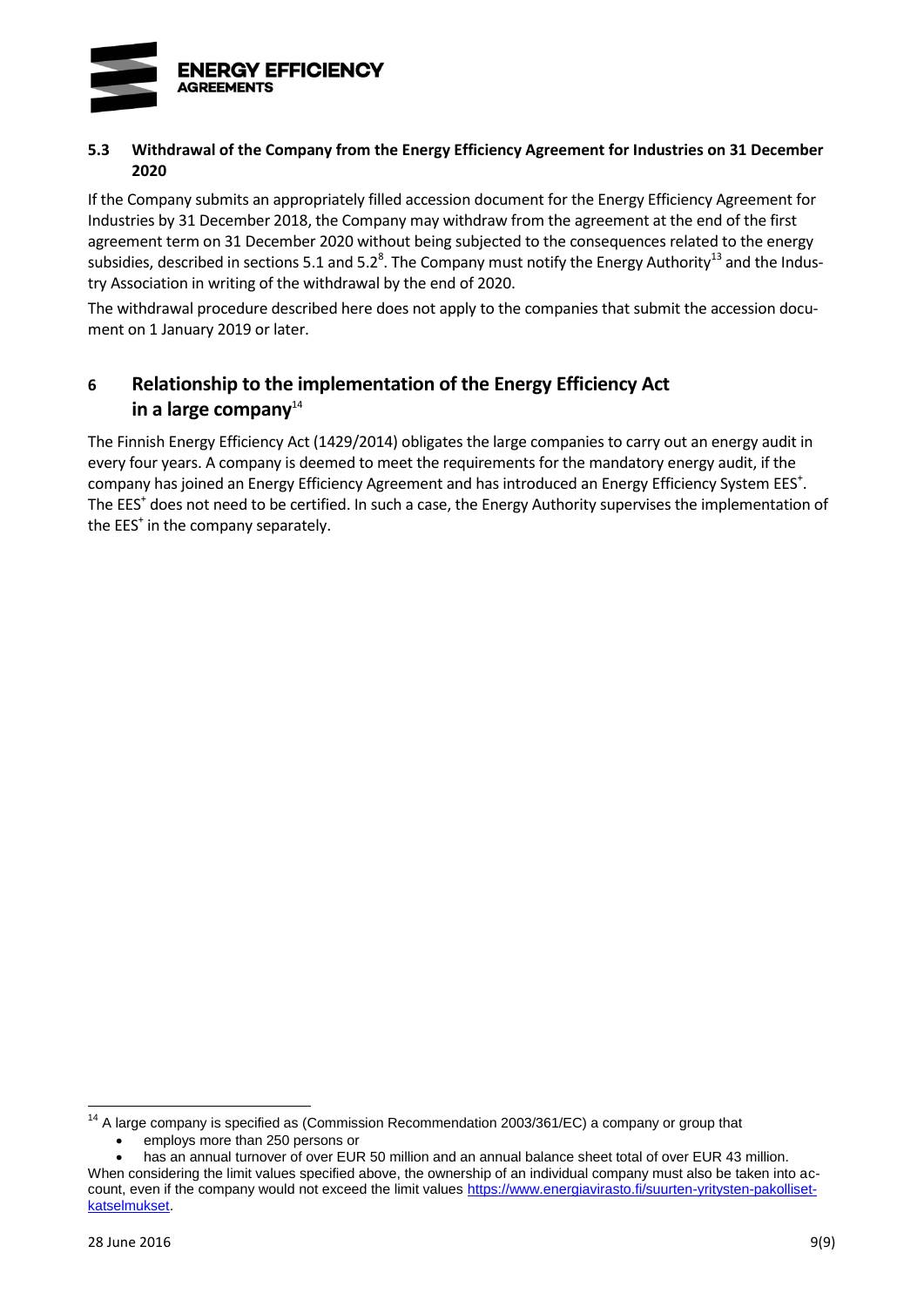### 5.3 Withdrawal of the Company from the Energy Efficiency Agreement for Industries on 31 December 2020

If the Company submits an appropriately filled accession document for the Energy Efficiency Agreement for Industries by 31 December 2018, the Company may withdraw from the agreement at the end of the first agreement term on 31 December 2020 without being subjected to the consequences related to the energy subsidies, described in sections 5.1 and 5.2[8]. The Company must notify the Energy Authority[13] and the Industry Association in writing of the withdrawal by the end of 2020.

The withdrawal procedure described here does not apply to the companies that submit the accession document on 1 January 2019 or later.

## 6 Relationship to the implementation of the Energy Efficiency Act in a large company[14]

The Finnish Energy Efficiency Act (1429/2014) obligates the large companies to carry out an energy audit in every four years. A company is deemed to meet the requirements for the mandatory energy audit, if the company has joined an Energy Efficiency Agreement and has introduced an Energy Efficiency System EES$^+$. The EES$^+$ does not need to be certified. In such a case, the Energy Authority supervises the implementation of the EES$^+$ in the company separately.

---

[14] A large company is specified as (Commission Recommendation 2003/361/EC) a company or group that

- employs more than 250 persons or
- has an annual turnover of over EUR 50 million and an annual balance sheet total of over EUR 43 million.

When considering the limit values specified above, the ownership of an individual company must also be taken into account, even if the company would not exceed the limit values https://www.energiavirasto.fi/suurten-yritysten-pakolliset-katselmukset.

28 June 2016